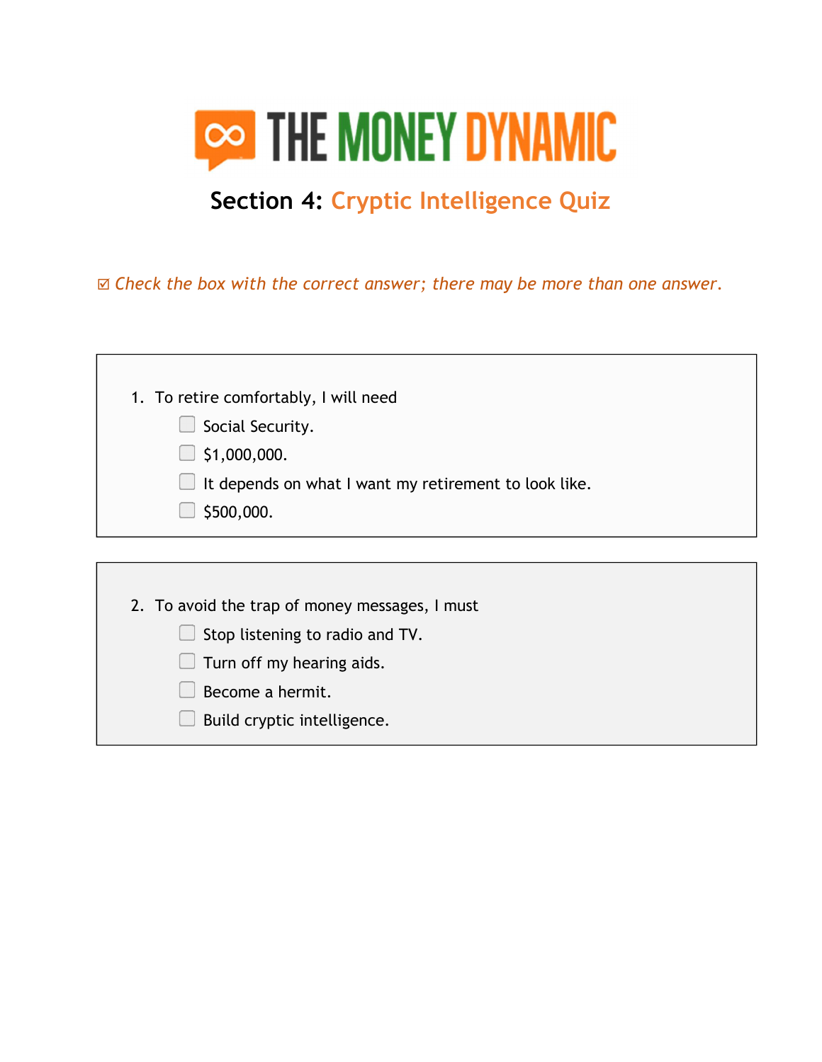# THE MONEY DYNAMIC

## Section 4: Cryptic Intelligence Quiz

☑ *Check the box with the correct answer; there may be more than one answer.*

1. To retire comfortably, I will need
   - ☐ Social Security.
   - ☐ $1,000,000.
   - ☐ It depends on what I want my retirement to look like.
   - ☐ $500,000.

2. To avoid the trap of money messages, I must
   - ☐ Stop listening to radio and TV.
   - ☐ Turn off my hearing aids.
   - ☐ Become a hermit.
   - ☐ Build cryptic intelligence.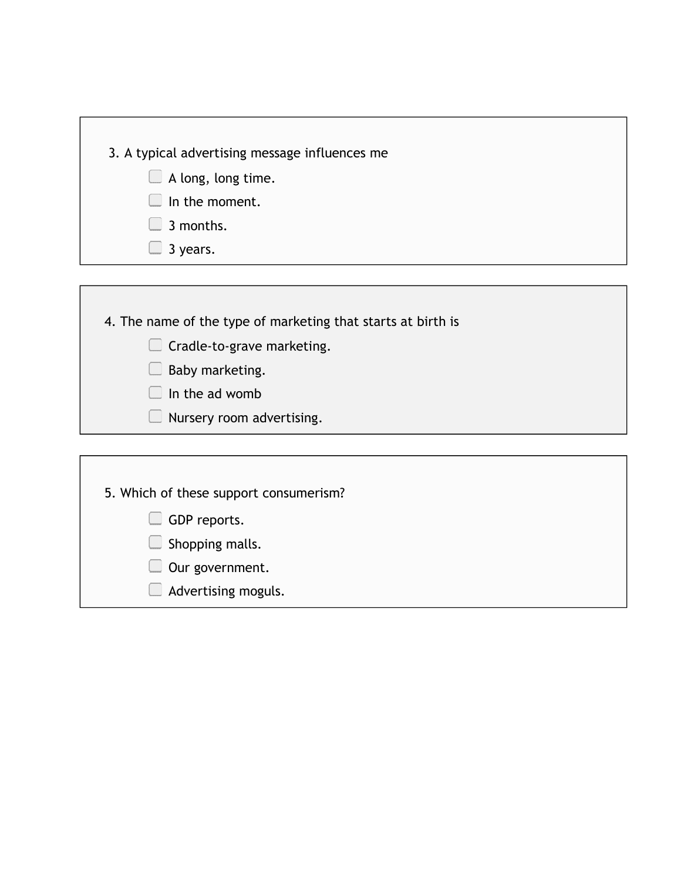3. A typical advertising message influences me

- [ ] A long, long time.
- [ ] In the moment.
- [ ] 3 months.
- [ ] 3 years.

4. The name of the type of marketing that starts at birth is

- [ ] Cradle-to-grave marketing.
- [ ] Baby marketing.
- [ ] In the ad womb
- [ ] Nursery room advertising.

5. Which of these support consumerism?

- [ ] GDP reports.
- [ ] Shopping malls.
- [ ] Our government.
- [ ] Advertising moguls.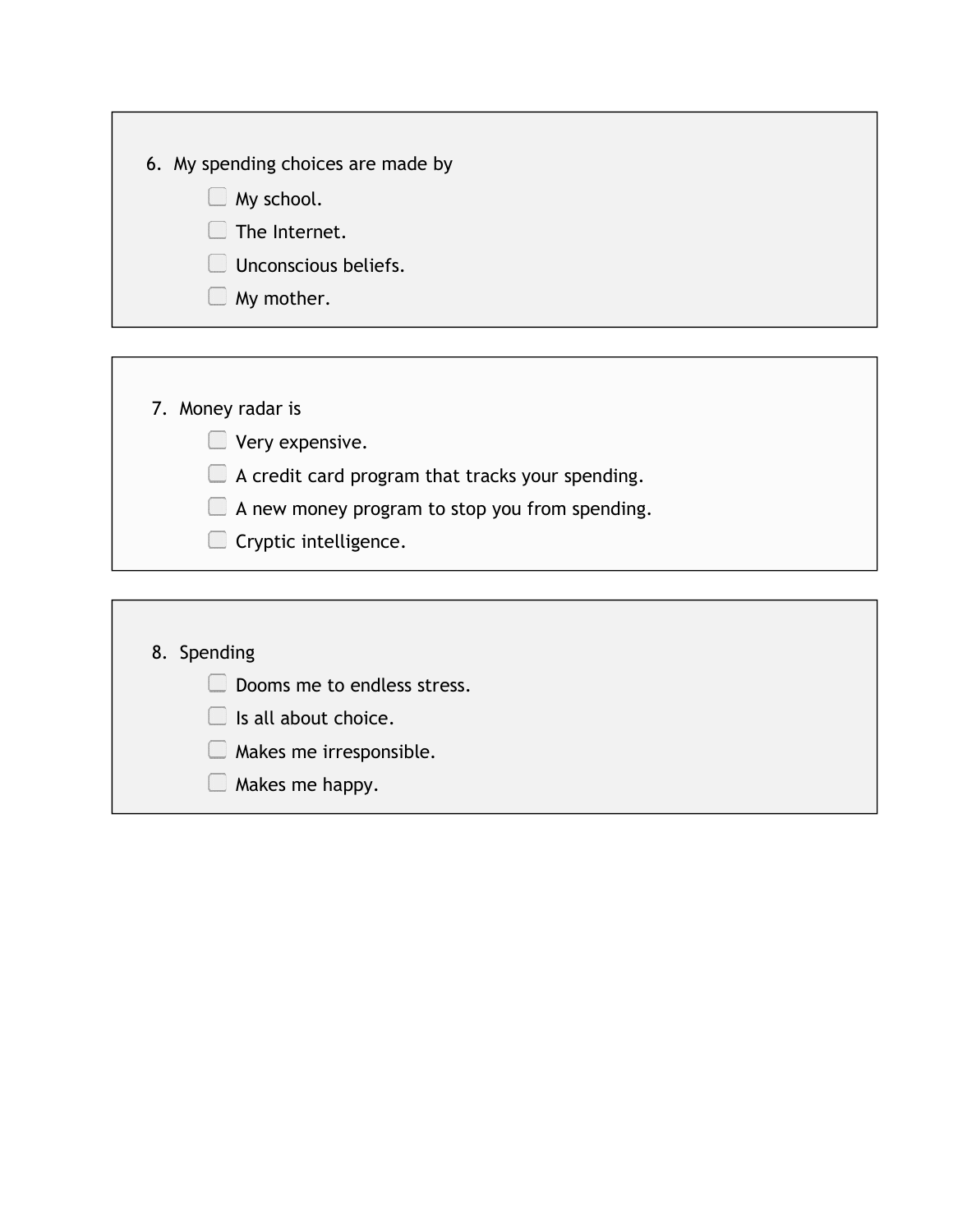6. My spending choices are made by
   - [ ] My school.
   - [ ] The Internet.
   - [ ] Unconscious beliefs.
   - [ ] My mother.

7. Money radar is
   - [ ] Very expensive.
   - [ ] A credit card program that tracks your spending.
   - [ ] A new money program to stop you from spending.
   - [ ] Cryptic intelligence.

8. Spending
   - [ ] Dooms me to endless stress.
   - [ ] Is all about choice.
   - [ ] Makes me irresponsible.
   - [ ] Makes me happy.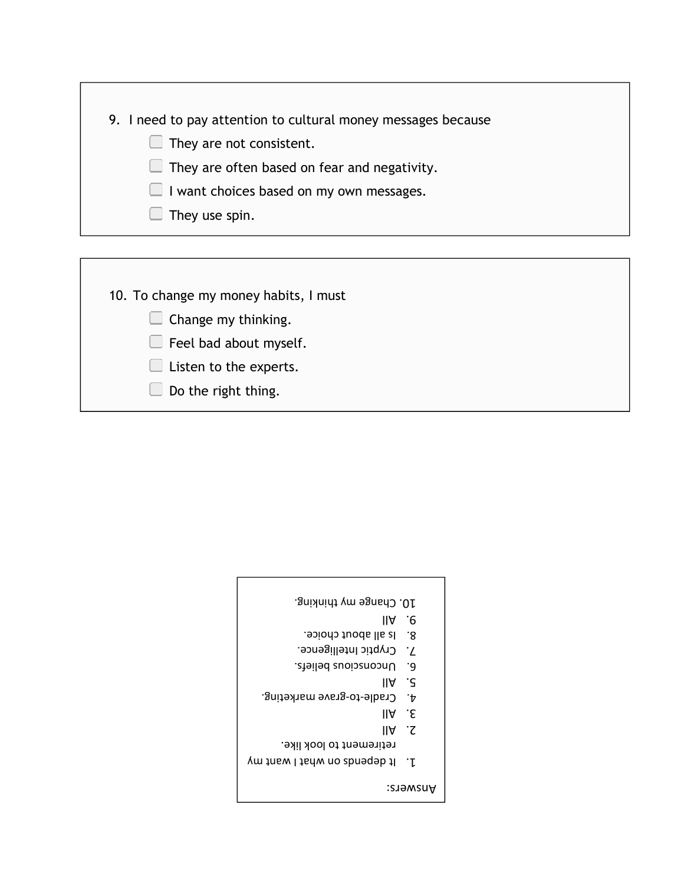9. I need to pay attention to cultural money messages because
   - ☐ They are not consistent.
   - ☐ They are often based on fear and negativity.
   - ☐ I want choices based on my own messages.
   - ☐ They use spin.

10. To change my money habits, I must
    - ☐ Change my thinking.
    - ☐ Feel bad about myself.
    - ☐ Listen to the experts.
    - ☐ Do the right thing.

Answers:

1. It depends on what I want my retirement to look like.
2. All
3. All
4. Cradle-to-grave marketing.
5. All
6. Unconscious beliefs.
7. Cryptic Intelligence.
8. Is all about choice.
9. All
10. Change my thinking.